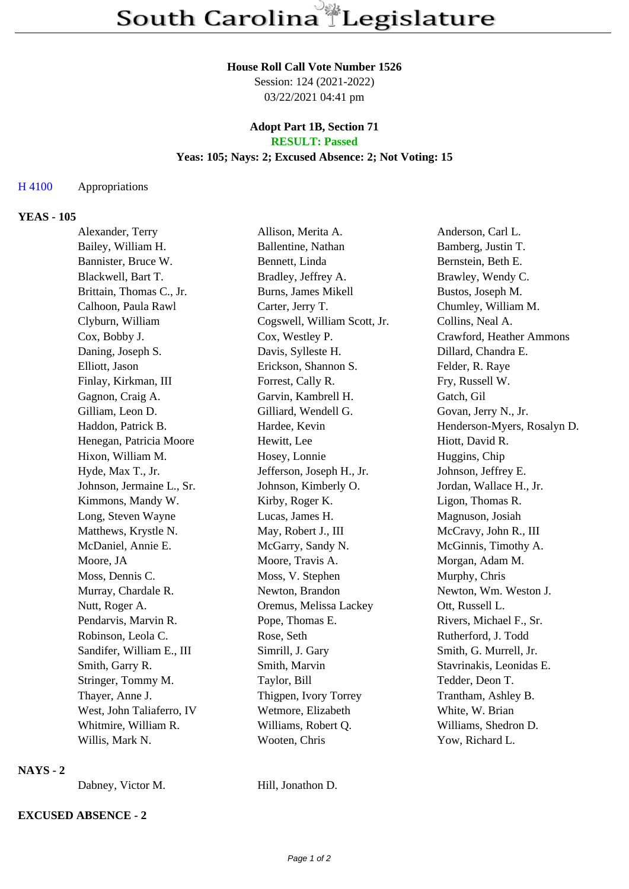# South Carolina Legislature

**House Roll Call Vote Number 1526**
Session: 124 (2021-2022)
03/22/2021 04:41 pm

**Adopt Part 1B, Section 71**
**RESULT: Passed**
**Yeas: 105; Nays: 2; Excused Absence: 2; Not Voting: 15**

H 4100 Appropriations

**YEAS - 105**

| | | |
|---|---|---|
| Alexander, Terry | Allison, Merita A. | Anderson, Carl L. |
| Bailey, William H. | Ballentine, Nathan | Bamberg, Justin T. |
| Bannister, Bruce W. | Bennett, Linda | Bernstein, Beth E. |
| Blackwell, Bart T. | Bradley, Jeffrey A. | Brawley, Wendy C. |
| Brittain, Thomas C., Jr. | Burns, James Mikell | Bustos, Joseph M. |
| Calhoon, Paula Rawl | Carter, Jerry T. | Chumley, William M. |
| Clyburn, William | Cogswell, William Scott, Jr. | Collins, Neal A. |
| Cox, Bobby J. | Cox, Westley P. | Crawford, Heather Ammons |
| Daning, Joseph S. | Davis, Sylleste H. | Dillard, Chandra E. |
| Elliott, Jason | Erickson, Shannon S. | Felder, R. Raye |
| Finlay, Kirkman, III | Forrest, Cally R. | Fry, Russell W. |
| Gagnon, Craig A. | Garvin, Kambrell H. | Gatch, Gil |
| Gilliam, Leon D. | Gilliard, Wendell G. | Govan, Jerry N., Jr. |
| Haddon, Patrick B. | Hardee, Kevin | Henderson-Myers, Rosalyn D. |
| Henegan, Patricia Moore | Hewitt, Lee | Hiott, David R. |
| Hixon, William M. | Hosey, Lonnie | Huggins, Chip |
| Hyde, Max T., Jr. | Jefferson, Joseph H., Jr. | Johnson, Jeffrey E. |
| Johnson, Jermaine L., Sr. | Johnson, Kimberly O. | Jordan, Wallace H., Jr. |
| Kimmons, Mandy W. | Kirby, Roger K. | Ligon, Thomas R. |
| Long, Steven Wayne | Lucas, James H. | Magnuson, Josiah |
| Matthews, Krystle N. | May, Robert J., III | McCravy, John R., III |
| McDaniel, Annie E. | McGarry, Sandy N. | McGinnis, Timothy A. |
| Moore, JA | Moore, Travis A. | Morgan, Adam M. |
| Moss, Dennis C. | Moss, V. Stephen | Murphy, Chris |
| Murray, Chardale R. | Newton, Brandon | Newton, Wm. Weston J. |
| Nutt, Roger A. | Oremus, Melissa Lackey | Ott, Russell L. |
| Pendarvis, Marvin R. | Pope, Thomas E. | Rivers, Michael F., Sr. |
| Robinson, Leola C. | Rose, Seth | Rutherford, J. Todd |
| Sandifer, William E., III | Simrill, J. Gary | Smith, G. Murrell, Jr. |
| Smith, Garry R. | Smith, Marvin | Stavrinakis, Leonidas E. |
| Stringer, Tommy M. | Taylor, Bill | Tedder, Deon T. |
| Thayer, Anne J. | Thigpen, Ivory Torrey | Trantham, Ashley B. |
| West, John Taliaferro, IV | Wetmore, Elizabeth | White, W. Brian |
| Whitmire, William R. | Williams, Robert Q. | Williams, Shedron D. |
| Willis, Mark N. | Wooten, Chris | Yow, Richard L. |

**NAYS - 2**

| | |
|---|---|
| Dabney, Victor M. | Hill, Jonathon D. |

**EXCUSED ABSENCE - 2**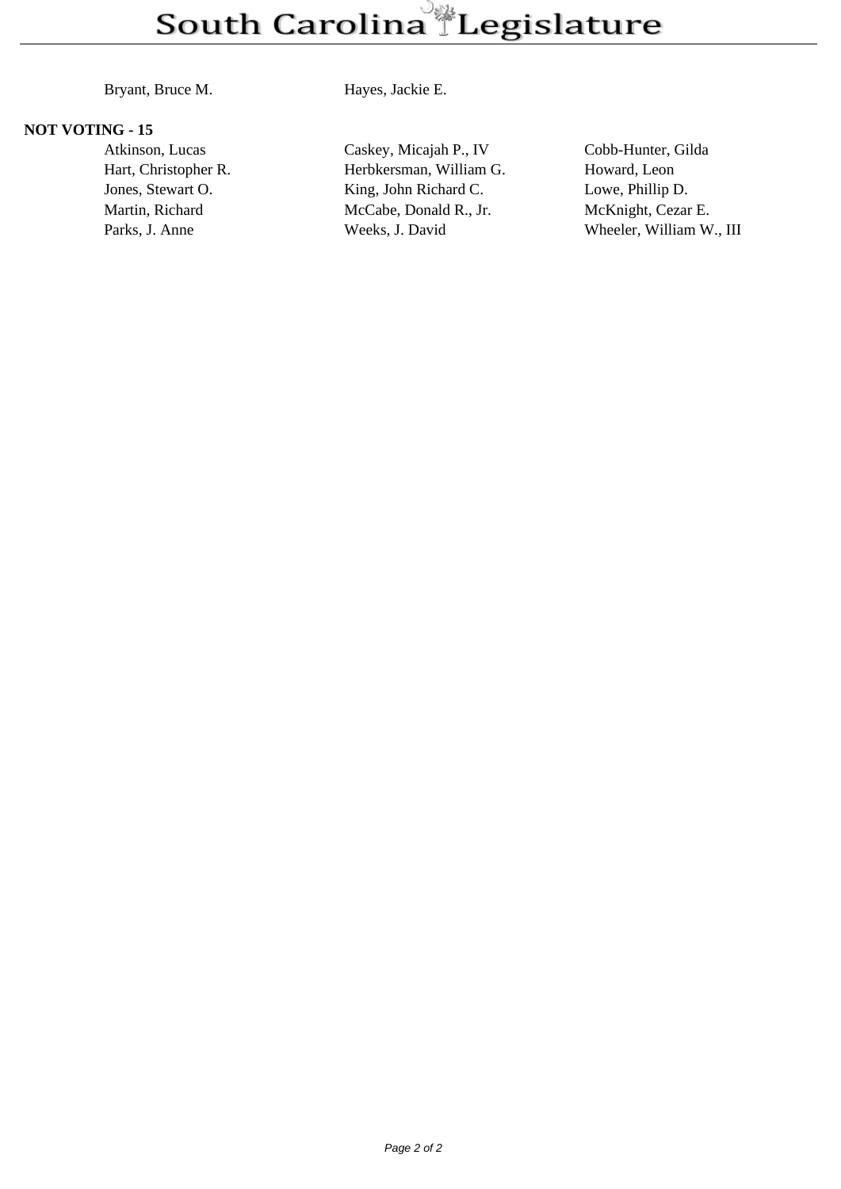| | | |
|---|---|---|
| Bryant, Bruce M. | Hayes, Jackie E. | |

**NOT VOTING - 15**

| | | |
|---|---|---|
| Atkinson, Lucas | Caskey, Micajah P., IV | Cobb-Hunter, Gilda |
| Hart, Christopher R. | Herbkersman, William G. | Howard, Leon |
| Jones, Stewart O. | King, John Richard C. | Lowe, Phillip D. |
| Martin, Richard | McCabe, Donald R., Jr. | McKnight, Cezar E. |
| Parks, J. Anne | Weeks, J. David | Wheeler, William W., III |